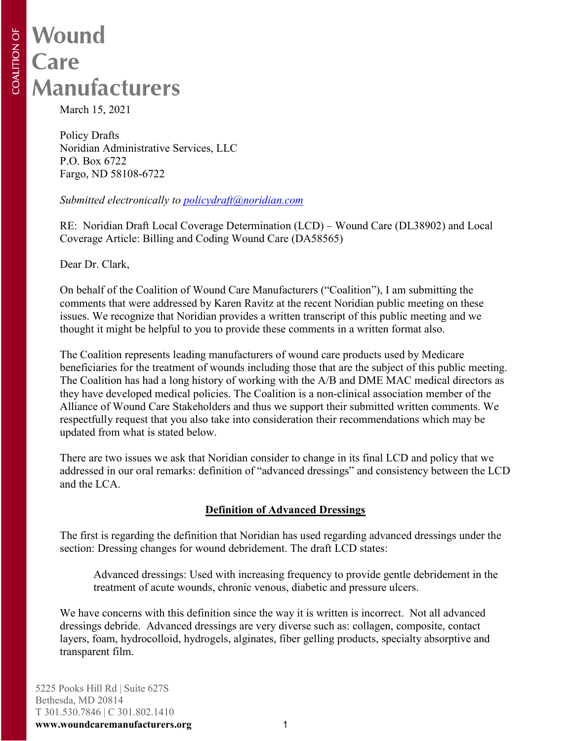COALITION OF

# Wound Care Manufacturers

March 15, 2021

Policy Drafts
Noridian Administrative Services, LLC
P.O. Box 6722
Fargo, ND 58108-6722

*Submitted electronically to policydraft@noridian.com*

RE: Noridian Draft Local Coverage Determination (LCD) – Wound Care (DL38902) and Local Coverage Article: Billing and Coding Wound Care (DA58565)

Dear Dr. Clark,

On behalf of the Coalition of Wound Care Manufacturers ("Coalition"), I am submitting the comments that were addressed by Karen Ravitz at the recent Noridian public meeting on these issues. We recognize that Noridian provides a written transcript of this public meeting and we thought it might be helpful to you to provide these comments in a written format also.

The Coalition represents leading manufacturers of wound care products used by Medicare beneficiaries for the treatment of wounds including those that are the subject of this public meeting. The Coalition has had a long history of working with the A/B and DME MAC medical directors as they have developed medical policies. The Coalition is a non-clinical association member of the Alliance of Wound Care Stakeholders and thus we support their submitted written comments. We respectfully request that you also take into consideration their recommendations which may be updated from what is stated below.

There are two issues we ask that Noridian consider to change in its final LCD and policy that we addressed in our oral remarks: definition of "advanced dressings" and consistency between the LCD and the LCA.

## Definition of Advanced Dressings

The first is regarding the definition that Noridian has used regarding advanced dressings under the section: Dressing changes for wound debridement. The draft LCD states:

> Advanced dressings: Used with increasing frequency to provide gentle debridement in the treatment of acute wounds, chronic venous, diabetic and pressure ulcers.

We have concerns with this definition since the way it is written is incorrect. Not all advanced dressings debride. Advanced dressings are very diverse such as: collagen, composite, contact layers, foam, hydrocolloid, hydrogels, alginates, fiber gelling products, specialty absorptive and transparent film.

5225 Pooks Hill Rd | Suite 627S
Bethesda, MD 20814
T 301.530.7846 | C 301.802.1410
**www.woundcaremanufacturers.org**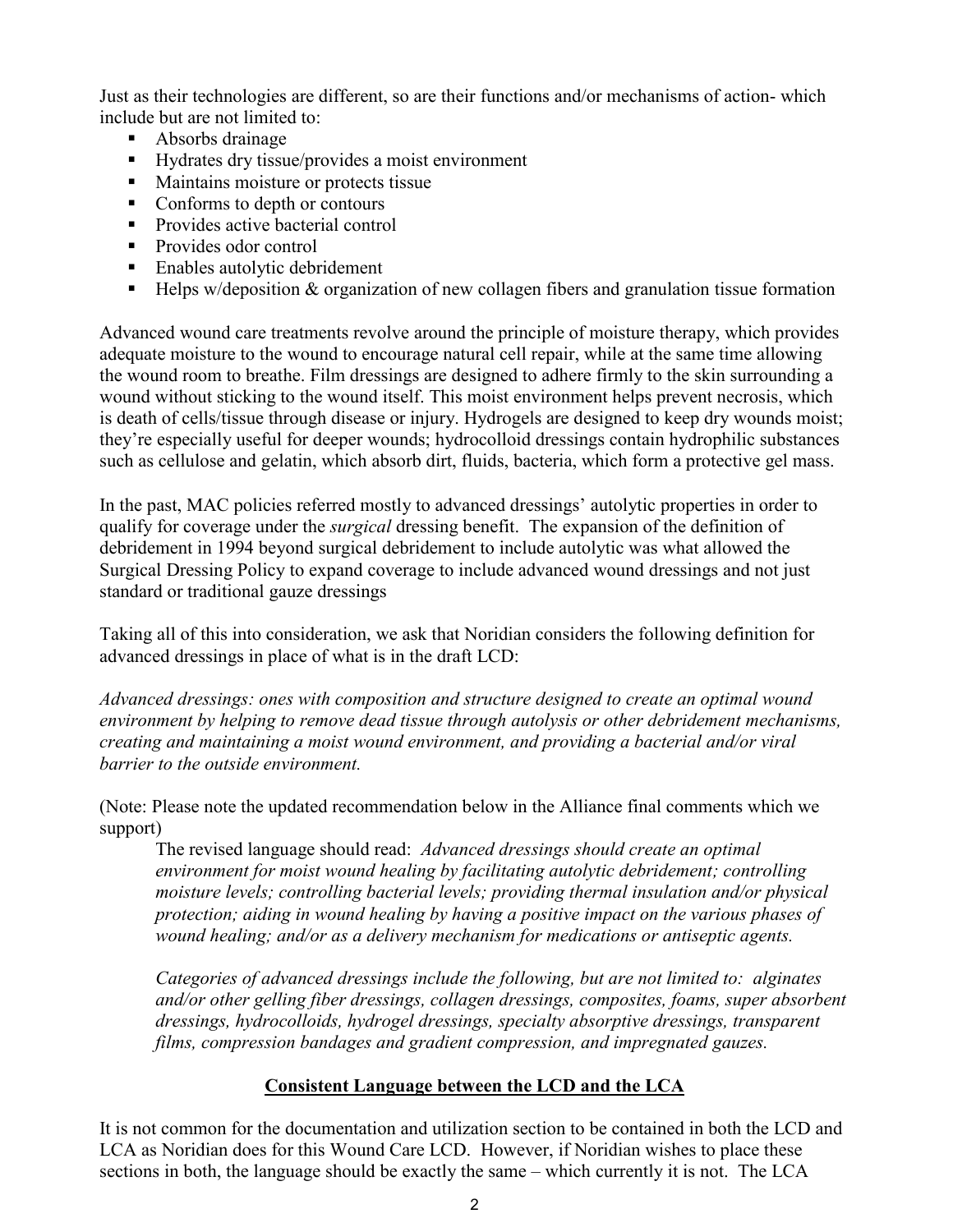Just as their technologies are different, so are their functions and/or mechanisms of action- which include but are not limited to:

- Absorbs drainage
- Hydrates dry tissue/provides a moist environment
- Maintains moisture or protects tissue
- Conforms to depth or contours
- Provides active bacterial control
- Provides odor control
- Enables autolytic debridement
- Helps w/deposition & organization of new collagen fibers and granulation tissue formation

Advanced wound care treatments revolve around the principle of moisture therapy, which provides adequate moisture to the wound to encourage natural cell repair, while at the same time allowing the wound room to breathe. Film dressings are designed to adhere firmly to the skin surrounding a wound without sticking to the wound itself. This moist environment helps prevent necrosis, which is death of cells/tissue through disease or injury. Hydrogels are designed to keep dry wounds moist; they're especially useful for deeper wounds; hydrocolloid dressings contain hydrophilic substances such as cellulose and gelatin, which absorb dirt, fluids, bacteria, which form a protective gel mass.

In the past, MAC policies referred mostly to advanced dressings' autolytic properties in order to qualify for coverage under the *surgical* dressing benefit. The expansion of the definition of debridement in 1994 beyond surgical debridement to include autolytic was what allowed the Surgical Dressing Policy to expand coverage to include advanced wound dressings and not just standard or traditional gauze dressings

Taking all of this into consideration, we ask that Noridian considers the following definition for advanced dressings in place of what is in the draft LCD:

*Advanced dressings: ones with composition and structure designed to create an optimal wound environment by helping to remove dead tissue through autolysis or other debridement mechanisms, creating and maintaining a moist wound environment, and providing a bacterial and/or viral barrier to the outside environment.*

(Note: Please note the updated recommendation below in the Alliance final comments which we support)

> The revised language should read: *Advanced dressings should create an optimal environment for moist wound healing by facilitating autolytic debridement; controlling moisture levels; controlling bacterial levels; providing thermal insulation and/or physical protection; aiding in wound healing by having a positive impact on the various phases of wound healing; and/or as a delivery mechanism for medications or antiseptic agents.*
>
> *Categories of advanced dressings include the following, but are not limited to: alginates and/or other gelling fiber dressings, collagen dressings, composites, foams, super absorbent dressings, hydrocolloids, hydrogel dressings, specialty absorptive dressings, transparent films, compression bandages and gradient compression, and impregnated gauzes.*

## Consistent Language between the LCD and the LCA

It is not common for the documentation and utilization section to be contained in both the LCD and LCA as Noridian does for this Wound Care LCD. However, if Noridian wishes to place these sections in both, the language should be exactly the same – which currently it is not. The LCA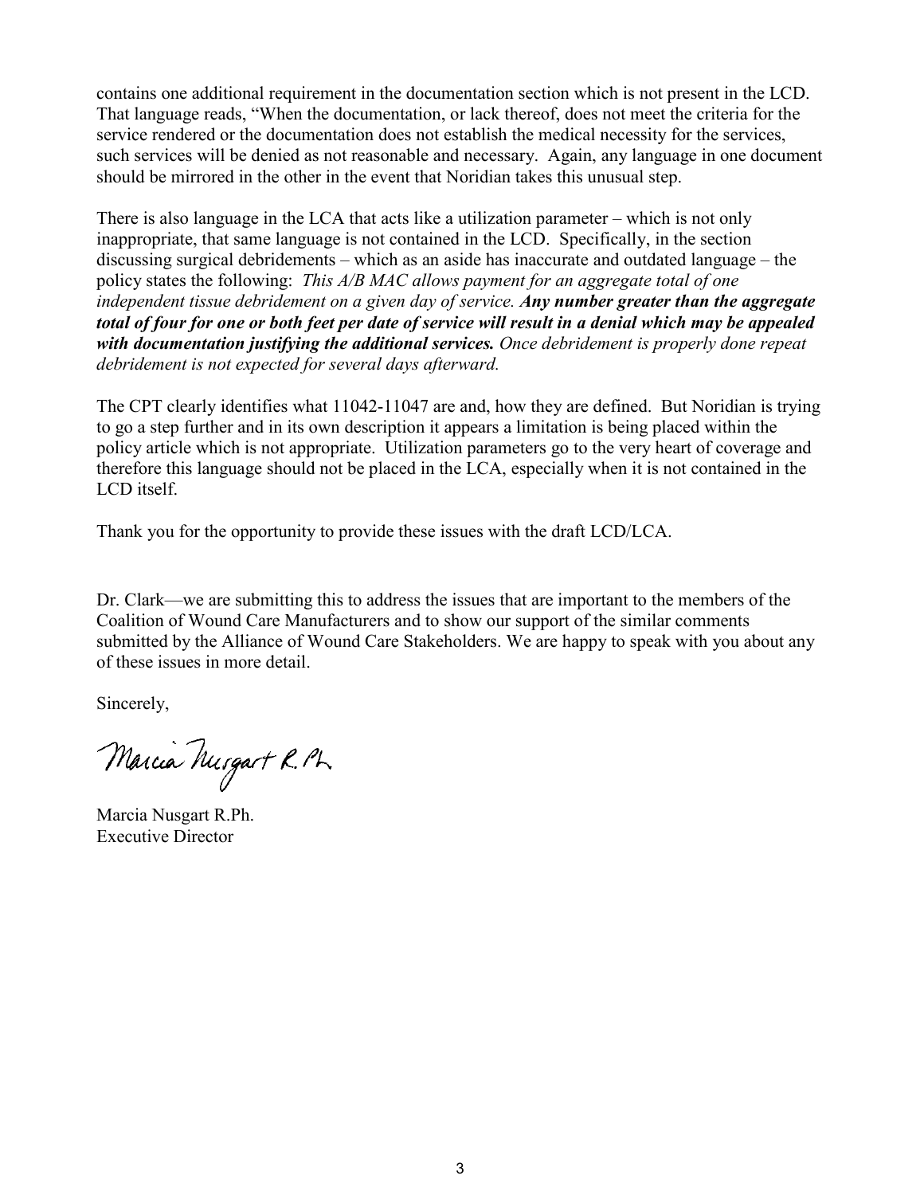contains one additional requirement in the documentation section which is not present in the LCD. That language reads, "When the documentation, or lack thereof, does not meet the criteria for the service rendered or the documentation does not establish the medical necessity for the services, such services will be denied as not reasonable and necessary. Again, any language in one document should be mirrored in the other in the event that Noridian takes this unusual step.

There is also language in the LCA that acts like a utilization parameter – which is not only inappropriate, that same language is not contained in the LCD. Specifically, in the section discussing surgical debridements – which as an aside has inaccurate and outdated language – the policy states the following: *This A/B MAC allows payment for an aggregate total of one independent tissue debridement on a given day of service.* ***Any number greater than the aggregate total of four for one or both feet per date of service will result in a denial which may be appealed with documentation justifying the additional services.*** *Once debridement is properly done repeat debridement is not expected for several days afterward.*

The CPT clearly identifies what 11042-11047 are and, how they are defined. But Noridian is trying to go a step further and in its own description it appears a limitation is being placed within the policy article which is not appropriate. Utilization parameters go to the very heart of coverage and therefore this language should not be placed in the LCA, especially when it is not contained in the LCD itself.

Thank you for the opportunity to provide these issues with the draft LCD/LCA.

Dr. Clark—we are submitting this to address the issues that are important to the members of the Coalition of Wound Care Manufacturers and to show our support of the similar comments submitted by the Alliance of Wound Care Stakeholders. We are happy to speak with you about any of these issues in more detail.

Sincerely,

Marcia Nusgart R.Ph.

Marcia Nusgart R.Ph.
Executive Director